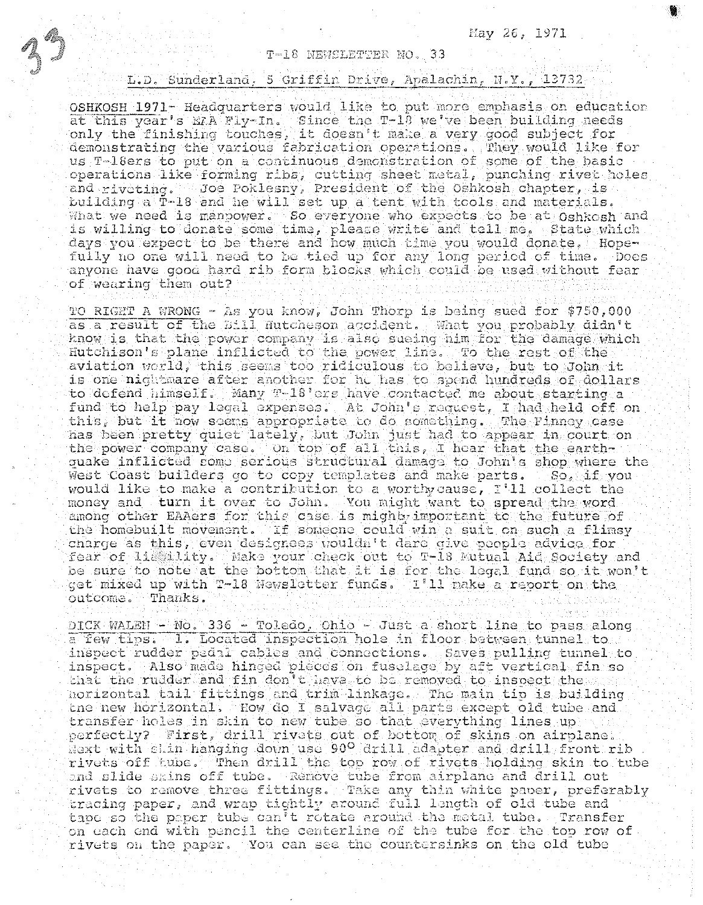May 26, 1971

T-18 NEWSLETTER NO. 33

L.D. Sunderland, 5 Griffin Drive, Apalachin, N.Y., 13732

OSHKOSH 1971- Headquarters would like to put more emphasis on education at this year's EAA Fly-In. Since the T-18 we've been building needs only the finishing touches, it doesn't make a very good subject for demonstrating the various fabrication operations. They would like for us T-18ers to put on a continuous demonstration of some of the basic operations like forming ribs, cutting sheet metal, punching rivet holes and riveting. Joe Poklesny, President of the Oshkosh chapter, is building a T-18 and he will set up a tent with tools and materials. What we need is manpower. So everyone who expects to be at Oshkosh and is willing to donate some time, please write and tell me. State which days you expect to be there and how much time you would donate. Hopefully no one will need to be tied up for any long period of time. Does anyone have good hard rib form blocks which could be used without fear of wearing them out?

TO RIGHT A WRONG - As you know, John Thorp is being sued for $750,000 as a result of the Bill Hutcheson accident. What you probably didn't know is that the power company is also sueing him for the damage which Hutchison's plane inflicted to the power line. To the rest of the aviation world, this seems too ridiculous to believe, but to John it is one nightmare after another for he has to spend hundreds of dollars to defend himself. Many T-18'ers have contacted me about starting a fund to help pay legal expenses. At John's request, I had held off on this, but it now seems appropriate to do something. The Finney case has been pretty quiet lately, but John just had to appear in court on the power company case. On top of all this, I hear that the earthquake inflicted some serious structural damage to John's shop where the West Coast builders go to copy templates and make parts. So, if you would like to make a contribution to a worthy cause, I'll collect the money and turn it over to John. You might want to spread the word among other EAAers for this case is mighty important to the future of the homebuilt movement. If someone could win a suit on such a flimsy charge as this, even designees wouldn't dare give people advice for fear of liability. Make your check out to T-18 Mutual Aid Society and be sure to note at the bottom that it is for the legal fund so it won't get mixed up with T-18 Newsletter funds. I'll make a report on the outcome. Thanks.

DICK WALEN - No. 336 - Toledo, Ohio - Just a short line to pass along a few tips. 1. Located inspection hole in floor between tunnel to inspect rudder pedal cables and connections. Saves pulling tunnel to inspect. Also made hinged pieces on fuselage by aft vertical fin so that the rudder and fin don't have to be removed to inspect the horizontal tail fittings and trim linkage. The main tip is building the new horizontal. How do I salvage all parts except old tube and transfer holes in skin to new tube so that everything lines up perfectly? First, drill rivets out of bottom of skins on airplane. Next with skin hanging down use 90° drill adapter and drill front rib rivets off tube. Then drill the top row of rivets holding skin to tube and slide skins off tube. Remove tube from airplane and drill out rivets to remove three fittings. Take any thin white paper, preferably tracing paper, and wrap tightly around full length of old tube and tape so the paper tube can't rotate around the metal tube. Transfer on each end with pencil the centerline of the tube for the top row of rivets on the paper. You can see the countersinks on the old tube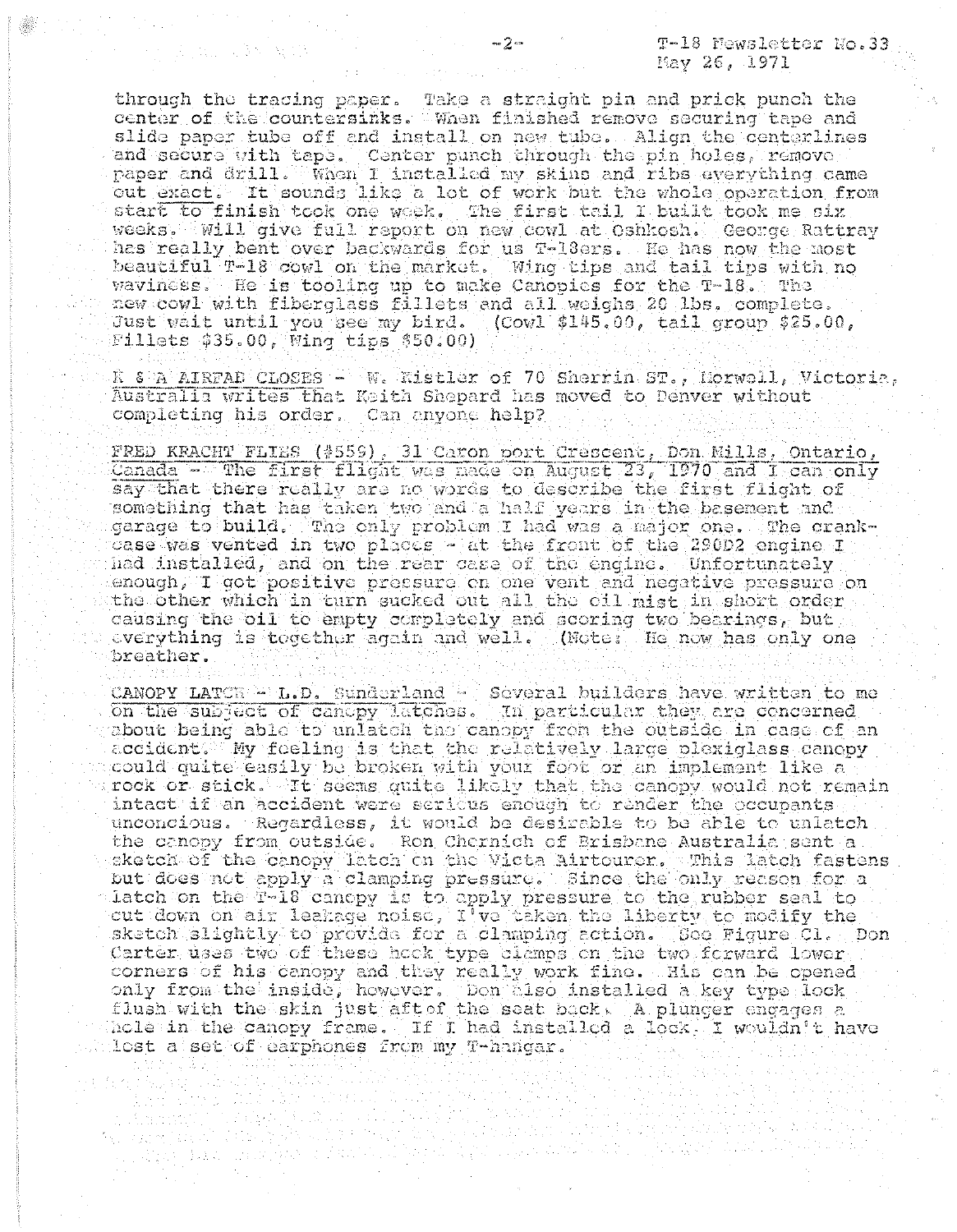through the tracing paper. Take a straight pin and prick punch the center of the countersinks. When finished remove securing tape and slide paper tube off and install on new tube. Align the centerlines and secure with tape. Center punch through the pin holes, remove paper and drill. When I installed my skins and ribs everything came out exact. It sounds like a lot of work but the whole operation from start to finish took one week. The first tail I built took me six weeks. Will give full report on new cowl at Oshkosh. George Rattray has really bent over backwards for us T-18ers. He has now the most beautiful T-18 cowl on the market. Wing tips and tail tips with no waviness. He is tooling up to make Canopies for the T-18. The new cowl with fiberglass fillets and all weighs 20 lbs. complete. Just wait until you see my bird. (Cowl $145.00, tail group $25.00, Fillets $35.00, Wing tips $50.00)

K & A AIRFAB CLOSES - W. Kistler of 70 Sherrin ST., Norwell, Victoria, Australia writes that Keith Shepard has moved to Denver without completing his order. Can anyone help?

FRED KRACHT FLIES (#559), 31 Caron port Crescent, Don Mills, Ontario, Canada - The first flight was made on August 23, 1970 and I can only say that there really are no words to describe the first flight of something that has taken two and a half years in the basement and garage to build. The only problem I had was a major one. The crankcase was vented in two places - at the front of the 290D2 engine I had installed, and on the rear case of the engine. Unfortunately enough, I got positive pressure on one vent and negative pressure on the other which in turn sucked out all the oil mist in short order causing the oil to empty completely and scoring two bearings, but everything is together again and well. (Note: He now has only one breather.

CANOPY LATCH - L.D. Sunderland - Several builders have written to me on the subject of canopy latches. In particular they are concerned about being able to unlatch the canopy from the outside in case of an accident. My feeling is that the relatively large plexiglass canopy could quite easily be broken with your foot or an implement like a rock or stick. It seems quite likely that the canopy would not remain intact if an accident were serious enough to render the occupants unconcious. Regardless, it would be desirable to be able to unlatch the canopy from outside. Ron Chernich of Brisbane Australia sent a sketch of the canopy latch on the Victa Airtourer. This latch fastens but does not apply a clamping pressure. Since the only reason for a latch on the T-18 canopy is to apply pressure to the rubber seal to cut down on air leakage noise, I've taken the liberty to modify the sketch slightly to provide for a clamping action. See Figure C1. Don Carter uses two of these hook type clamps on the two forward lower corners of his canopy and they really work fine. His can be opened only from the inside, however. Don also installed a key type lock flush with the skin just aft of the seat back. A plunger engages a hole in the canopy frame. If I had installed a lock, I wouldn't have lost a set of earphones from my T-hangar.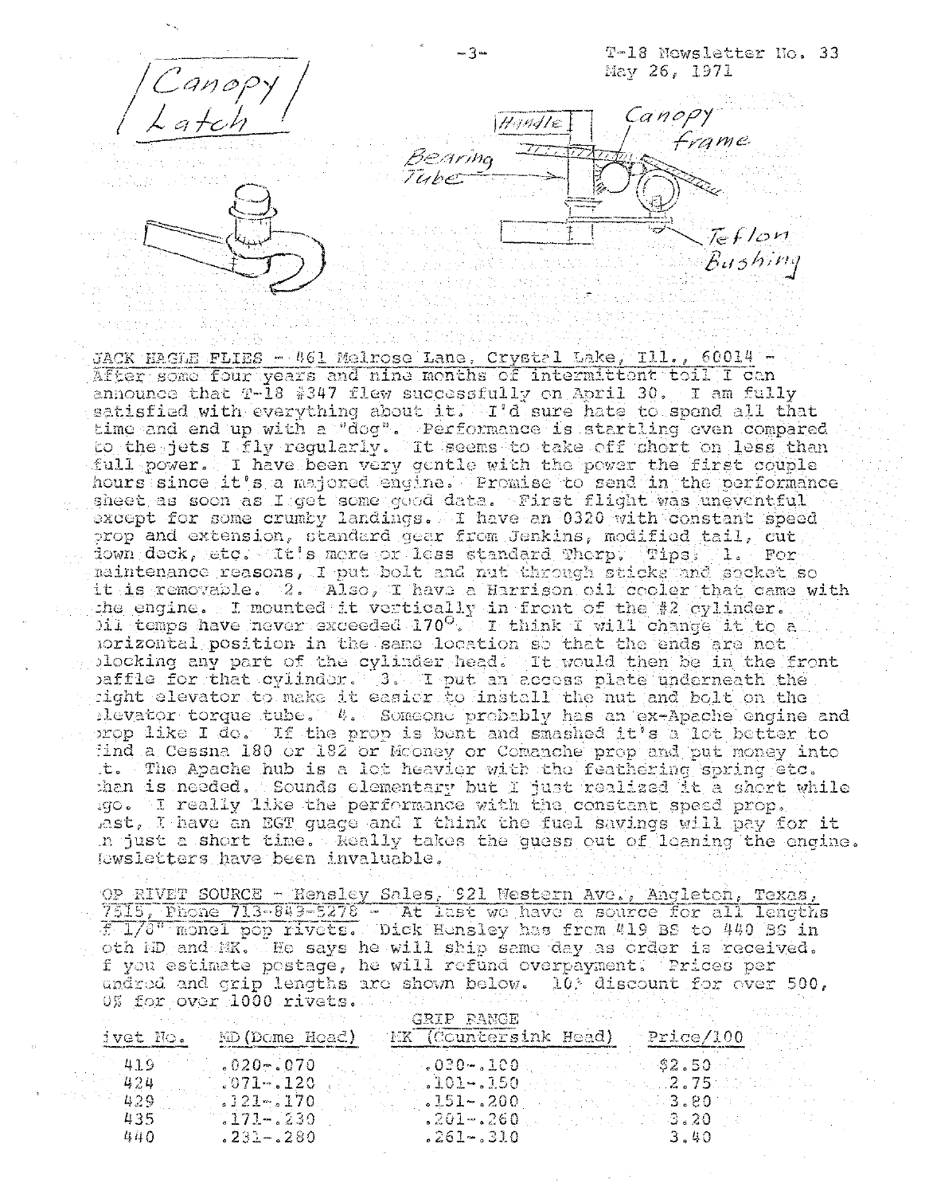Canopy Latch

Handle

Canopy frame

Bearing Tube

Teflon Bushing

JACK EAGLE FLIES - 461 Melrose Lane, Crystal Lake, Ill., 60014 - After some four years and nine months of intermittent toil I can announce that T-18 #347 flew successfully on April 30. I am fully satisfied with everything about it. I'd sure hate to spend all that time and end up with a "dog". Performance is startling even compared to the jets I fly regularly. It seems to take off short on less than full power. I have been very gentle with the power the first couple hours since it's a majored engine. Promise to send in the performance sheet as soon as I get some good data. First flight was uneventful except for some crumby landings. I have an 0320 with constant speed prop and extension, standard gear from Jenkins, modified tail, cut down deck, etc. It's more or less standard Thorp. Tips: 1. For maintenance reasons, I put bolt and nut through sticks and socket so it is removable. 2. Also, I have a Harrison oil cooler that came with the engine. I mounted it vertically in front of the #2 cylinder. Oil temps have never exceeded 170°. I think I will change it to a horizontal position in the same location so that the ends are not blocking any part of the cylinder head. It would then be in the front baffle for that cylinder. 3. I put an access plate underneath the right elevator to make it easier to install the nut and bolt on the elevator torque tube. 4. Someone probably has an ex-Apache engine and prop like I do. If the prop is bent and smashed it's a lot better to find a Cessna 180 or 182 or Mooney or Comanche prop and put money into it. The Apache hub is a lot heavier with the feathering spring etc. than is needed. Sounds elementary but I just realized it a short while ago. I really like the performance with the constant speed prop. Last, I have an EGT guage and I think the fuel savings will pay for it in just a short time. Really takes the guess out of leaning the engine. Newsletters have been invaluable.

POP RIVET SOURCE - Hensley Sales, 921 Western Ave., Angleton, Texas, 77515, Phone 713-849-5278 - At last we have a source for all lengths of 1/8" monel pop rivets. Dick Hensley has from #19 BS to 440 BS in both MD and MK. He says he will ship same day as order is received. If you estimate postage, he will refund overpayment. Prices per hundred and grip lengths are shown below. 10% discount for over 500, 20% for over 1000 rivets.

| | GRIP RANGE | | |
|---|---|---|---|
| Rivet No. | MD (Dome Head) | MK (Countersink Head) | Price/100 |
| 419 | .020-.070 | .030-.100 | $2.50 |
| 424 | .071-.120 | .101-.150 | 2.75 |
| 429 | .121-.170 | .151-.200 | 3.00 |
| 435 | .171-.230 | .201-.260 | 3.20 |
| 440 | .231-.280 | .261-.310 | 3.40 |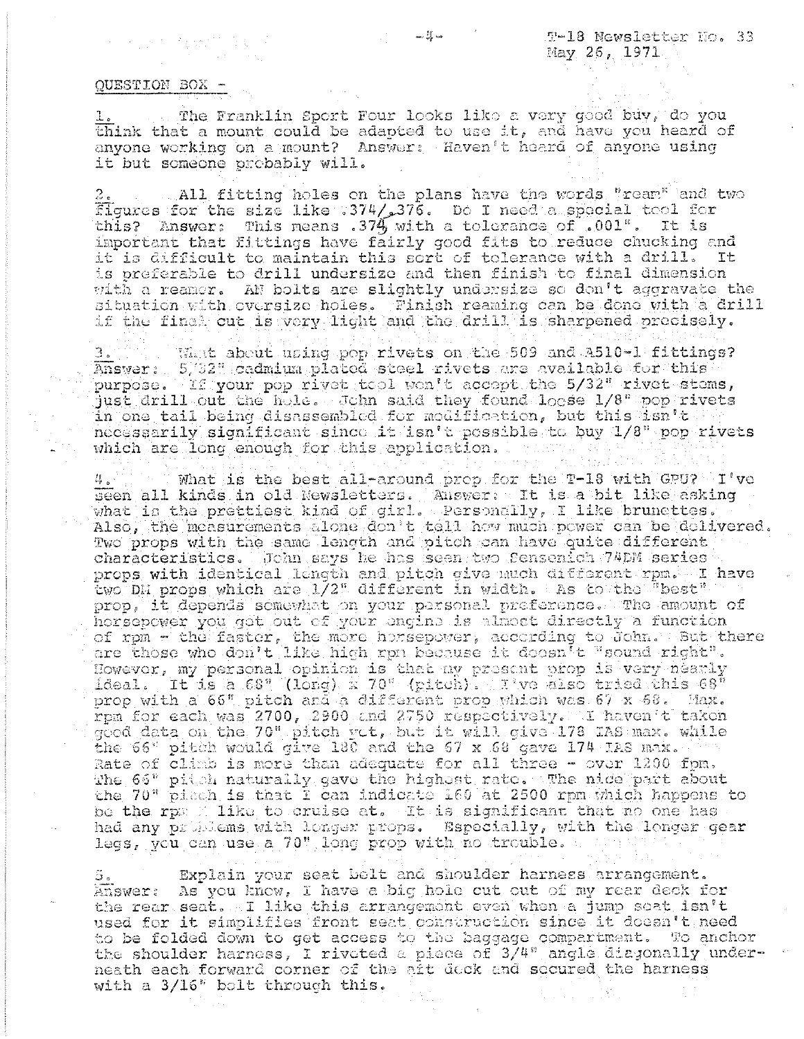## QUESTION BOX -

1. The Franklin Sport Four looks like a very good buy, do you think that a mount could be adapted to use it, and have you heard of anyone working on a mount? Answer: Haven't heard of anyone using it but someone probably will.

2. All fitting holes on the plans have the words "ream" and two figures for the size like .374/.376. Do I need a special tool for this? Answer: This means .375 with a tolerance of .001". It is important that fittings have fairly good fits to reduce chucking and it is difficult to maintain this sort of tolerance with a drill. It is preferable to drill undersize and then finish to final dimension with a reamer. AN bolts are slightly undersize so don't aggravate the situation with oversize holes. Finish reaming can be done with a drill if the final cut is very light and the drill is sharpened precisely.

3. What about using pop rivets on the 509 and A510-1 fittings? Answer: 5/32" cadmium plated steel rivets are available for this purpose. If your pop rivet tool won't accept the 5/32" rivet stems, just drill out the hole. John said they found loose 1/8" pop rivets in one tail being disassembled for modification, but this isn't necessarily significant since it isn't possible to buy 1/8" pop rivets which are long enough for this application.

4. What is the best all-around prop for the T-18 with GPU? I've seen all kinds in old Newsletters. Answer: It is a bit like asking what is the prettiest kind of girl. Personally, I like brunettes. Also, the measurements alone don't tell how much power can be delivered. Two props with the same length and pitch can have quite different characteristics. John says he has seen two Sensenich 74DM series props with identical length and pitch give much different rpm. I have two DM props which are 1/2" different in width. As to the "best" prop, it depends somewhat on your personal preference. The amount of horsepower you get out of your engine is almost directly a function of rpm - the faster, the more horsepower, according to John. But there are those who don't like high rpm because it doesn't "sound right". However, my personal opinion is that my present prop is very nearly ideal. It is a 68" (long) x 70" (pitch). I've also tried this 68" prop with a 66" pitch and a different prop which was 67 x 68. Max. rpm for each was 2700, 2900 and 2750 respectively. I haven't taken good data on the 70" pitch yet, but it will give 178 IAS max. while the 66" pitch would give 180 and the 67 x 68 gave 174 IAS max. Rate of climb is more than adequate for all three - over 1200 fpm. The 66" pitch naturally gave the highest rate. The nice part about the 70" pitch is that I can indicate 160 at 2500 rpm which happens to be the rpm I like to cruise at. It is significant that no one has had any problems with longer props. Especially, with the longer gear legs, you can use a 70" long prop with no trouble.

5. Explain your seat belt and shoulder harness arrangement. Answer: As you know, I have a big hole cut out of my rear deck for the rear seat. I like this arrangement even when a jump seat isn't used for it simplifies front seat construction since it doesn't need to be folded down to get access to the baggage compartment. To anchor the shoulder harness, I riveted a piece of 3/4" angle diagonally underneath each forward corner of the aft deck and secured the harness with a 3/16" bolt through this.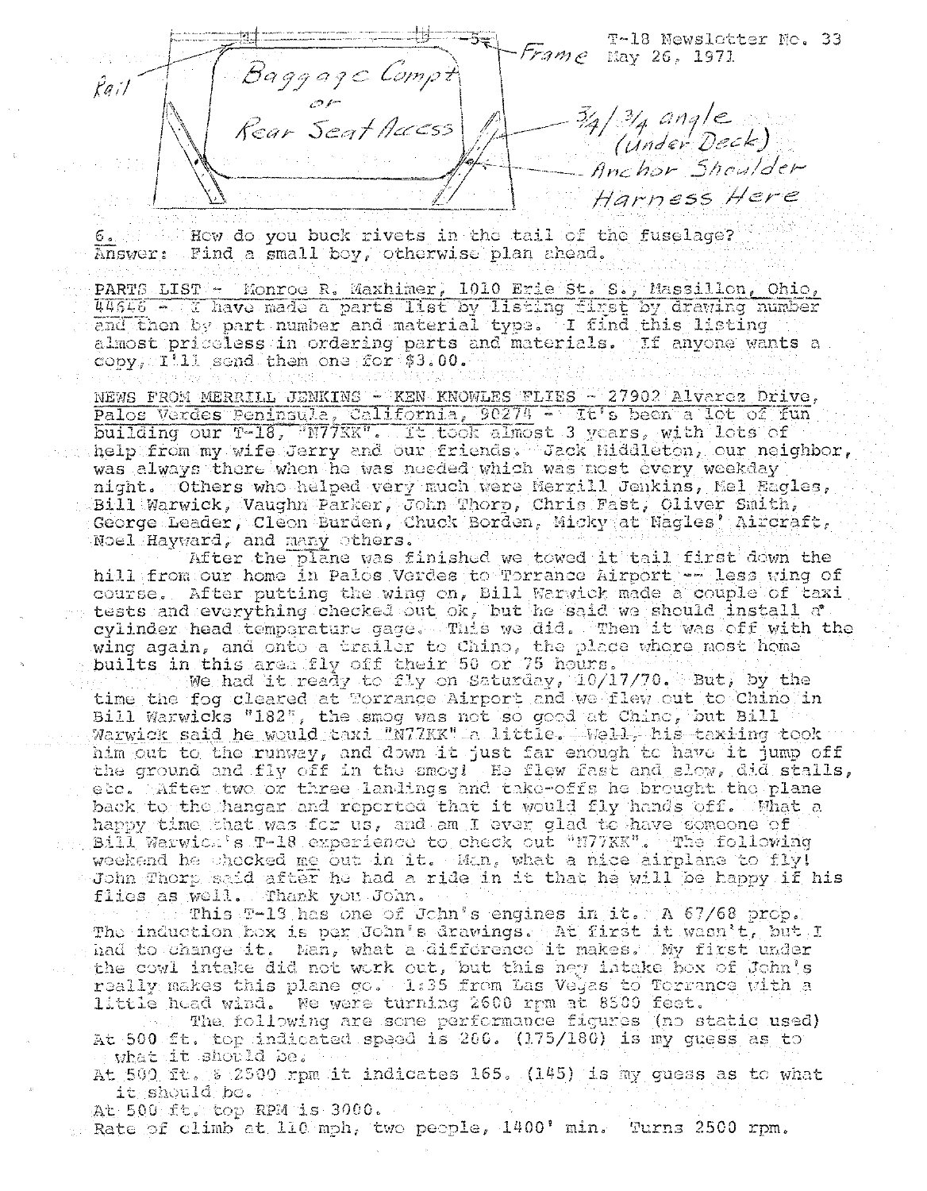T-18 Newsletter No. 33
May 26, 1971

Rail — Frame — Baggage Compt or Rear Seat Access — 3/4 / 3/4 angle (Under Deck) — Anchor Shoulder Harness Here

6. How do you buck rivets in the tail of the fuselage?
Answer: Find a small boy, otherwise plan ahead.

PARTS LIST - Monroe R. Maxhimer, 1010 Erie St. S., Massillon, Ohio, 44646 - I have made a parts list by listing first by drawing number and then by part number and material type. I find this listing almost priceless in ordering parts and materials. If anyone wants a copy, I'll send them one for $3.00.

NEWS FROM MERRILL JENKINS - KEN KNOWLES FLIES - 27902 Alvarez Drive, Palos Verdes Peninsula, California, 90274 - It's been a lot of fun building our T-18, "N77KK". It took almost 3 years, with lots of help from my wife Jerry and our friends. Jack Middleton, our neighbor, was always there when he was needed which was most every weekday night. Others who helped very much were Merrill Jenkins, Mel Eagles, Bill Warwick, Vaughn Parker, John Thorp, Chris Fast, Oliver Smith, George Leader, Cleon Burden, Chuck Borden, Micky at Eagles' Aircraft, Noel Hayward, and many others.

After the plane was finished we towed it tail first down the hill from our home in Palos Verdes to Torrance Airport -- less wing of course. After putting the wing on, Bill Warwick made a couple of taxi tests and everything checked out ok, but he said we should install a cylinder head temperature gage. This we did. Then it was off with the wing again, and onto a trailer to Chino, the place where most home builts in this area fly off their 50 or 75 hours.

We had it ready to fly on Saturday, 10/17/70. But, by the time the fog cleared at Torrance Airport and we flew out to Chino in Bill Warwicks "182", the smog was not so good at Chino, but Bill Warwick said he would taxi "N77KK" a little. Well, his taxiing took him out to the runway, and down it just far enough to have it jump off the ground and fly off in the smog! He flew fast and slow, did stalls, etc. After two or three landings and take-offs he brought the plane back to the hangar and reported that it would fly hands off. What a happy time that was for us, and am I ever glad to have someone of Bill Warwick's T-18 experience to check out "N77KK". The following weekend he checked me out in it. Man, what a nice airplane to fly! John Thorp said after he had a ride in it that he will be happy if his flies as well. Thank you John.

This T-18 has one of John's engines in it. A 67/68 prop. The induction box is per John's drawings. At first it wasn't, but I had to change it. Man, what a difference it makes. My first under the cowl intake did not work out, but this new intake box of John's really makes this plane go. 1:35 from Las Vegas to Torrance with a little head wind. We were turning 2600 rpm at 8500 feet.

The following are some performance figures (no static used)

At 500 ft. top indicated speed is 200. (175/180) is my guess as to what it should be.

At 500 ft. & 2500 rpm it indicates 165. (145) is my guess as to what it should be.

At 500 ft. top RPM is 3000.

Rate of climb at 110 mph, two people, 1400' min. Turns 2500 rpm.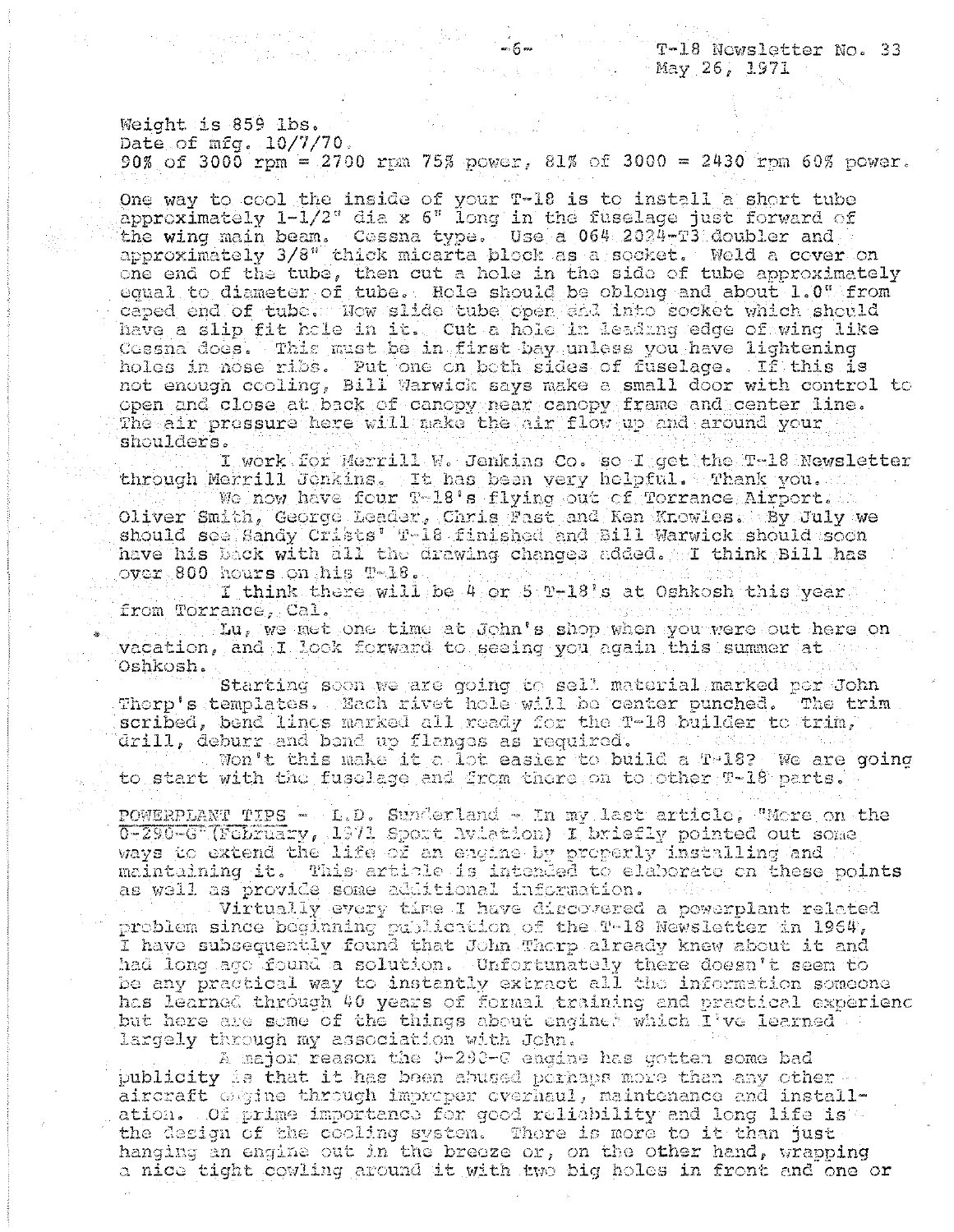Weight is 859 lbs.
Date of mfg. 10/7/70.
90% of 3000 rpm = 2700 rpm 75% power, 81% of 3000 = 2430 rpm 60% power.

One way to cool the inside of your T-18 is to install a short tube approximately 1-1/2" dia x 6" long in the fuselage just forward of the wing main beam. Cessna type. Use a 064 2024-T3 doubler and approximately 3/8" thick micarta block as a socket. Weld a cover on one end of the tube, then cut a hole in the side of tube approximately equal to diameter of tube. Hole should be oblong and about 1.0" from caped end of tube. Now slide tube open end into socket which should have a slip fit hole in it. Cut a hole in leading edge of wing like Cessna does. This must be in first bay unless you have lightening holes in nose ribs. Put one on both sides of fuselage. If this is not enough cooling, Bill Warwick says make a small door with control to open and close at back of canopy near canopy frame and center line. The air pressure here will make the air flow up and around your shoulders.

I work for Merrill W. Jenkins Co. so I get the T-18 Newsletter through Merrill Jenkins. It has been very helpful. Thank you.

We now have four T-18's flying out of Torrance Airport. Oliver Smith, George Leader, Chris Fast and Ken Knowles. By July we should see Sandy Crists' T-18 finished and Bill Warwick should soon have his back with all the drawing changes added. I think Bill has over 800 hours on his T-18.

I think there will be 4 or 5 T-18's at Oshkosh this year from Torrance, Cal.

Lu, we met one time at John's shop when you were out here on vacation, and I look forward to seeing you again this summer at Oshkosh.

Starting soon we are going to sell material marked per John Thorp's templates. Each rivet hole will be center punched. The trim scribed, bend lines marked all ready for the T-18 builder to trim, drill, deburr and bend up flanges as required.

Won't this make it a lot easier to build a T-18? We are going to start with the fuselage and from there on to other T-18 parts.

POWERPLANT TIPS - L.D. Sunderland - In my last article, "More on the O-290-G" (February, 1971 Sport Aviation) I briefly pointed out some ways to extend the life of an engine by properly installing and maintaining it. This article is intended to elaborate on these points as well as provide some additional information.

Virtually every time I have discovered a powerplant related problem since beginning publication of the T-18 Newsletter in 1964, I have subsequently found that John Thorp already knew about it and had long ago found a solution. Unfortunately there doesn't seem to be any practical way to instantly extract all the information someone has learned through 40 years of formal training and practical experienc but here are some of the things about engines which I've learned largely through my association with John.

A major reason the O-290-G engine has gotten some bad publicity is that it has been abused perhaps more than any other aircraft engine through improper overhaul, maintenance and installation. Of prime importance for good reliability and long life is the design of the cooling system. There is more to it than just hanging an engine out in the breeze or, on the other hand, wrapping a nice tight cowling around it with two big holes in front and one or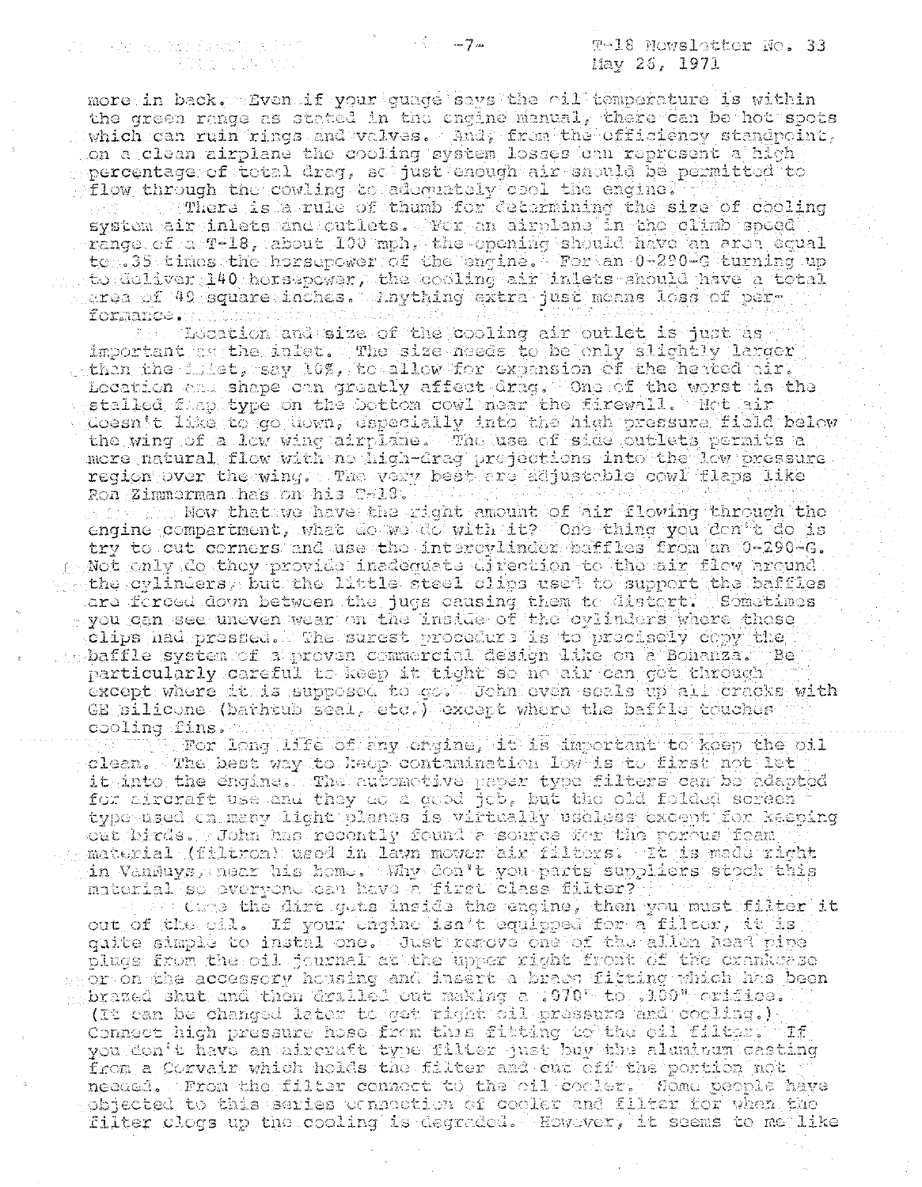more in back. Even if your guage says the oil temperature is within the green range as stated in the engine manual, there can be hot spots which can ruin rings and valves. And, from the efficiency standpoint, on a clean airplane the cooling system losses can represent a high percentage of total drag, so just enough air should be permitted to flow through the cowling to adequately cool the engine.

There is a rule of thumb for determining the size of cooling system air inlets and outlets. For an airplane in the climb speed range of a T-18, about 100 mph, the opening should have an area equal to .35 times the horsepower of the engine. For an O-290-G turning up to deliver 140 horsepower, the cooling air inlets should have a total area of 49 square inches. Anything extra just means loss of performance.

Location and size of the cooling air outlet is just as important as the inlet. The size needs to be only slightly larger than the inlet, say 10%, to allow for expansion of the heated air. Location and shape can greatly affect drag. One of the worst is the stalled flap type on the bottom cowl near the firewall. Hot air doesn't like to go down, especially into the high pressure field below the wing of a low wing airplane. The use of side outlets permits a more natural flow with no high-drag projections into the low pressure region over the wing. The very best are adjustable cowl flaps like Ron Zimmerman has on his T-18.

Now that we have the right amount of air flowing through the engine compartment, what do we do with it? One thing you don't do is try to cut corners and use the intercylinder baffles from an O-290-G. Not only do they provide inadequate direction to the air flow around the cylinders, but the little steel clips used to support the baffles are forced down between the jugs causing them to distort. Sometimes you can see uneven wear on the inside of the cylinders where those clips had pressed. The surest procedure is to precisely copy the baffle system of a proven commercial design like on a Bonanza. Be particularly careful to keep it tight so no air can get through except where it is supposed to go. John even seals up all cracks with GE silicone (bathtub seal, etc.) except where the baffle touches cooling fins.

For long life of any engine, it is important to keep the oil clean. The best way to keep contamination low is to first not let it into the engine. The automotive paper type filters can be adapted for aircraft use and they do a good job, but the old folded screen type used on many light planes is virtually useless except for keeping out birds. John has recently found a source for the porous foam material (filtron) used in lawn mower air filters. It is made right in VanNuys, near his home. Why don't you parts suppliers stock this material so everyone can have a first class filter?

Once the dirt gets inside the engine, then you must filter it out of the oil. If your engine isn't equipped for a filter, it is quite simple to instal one. Just remove one of the allen head pipe plugs from the oil journal at the upper right front of the crankcase or on the accessory housing and insert a brass fitting which has been brazed shut and then drilled out making a .070" to .100" orifice. (It can be changed later to get right oil pressure and cooling.) Connect high pressure hose from this fitting to the oil filter. If you don't have an aircraft type filter just buy the aluminum casting from a Corvair which holds the filter and cut off the portion not needed. From the filter connect to the oil cooler. Some people have objected to this series connection of cooler and filter for when the filter clogs up the cooling is degraded. However, it seems to me like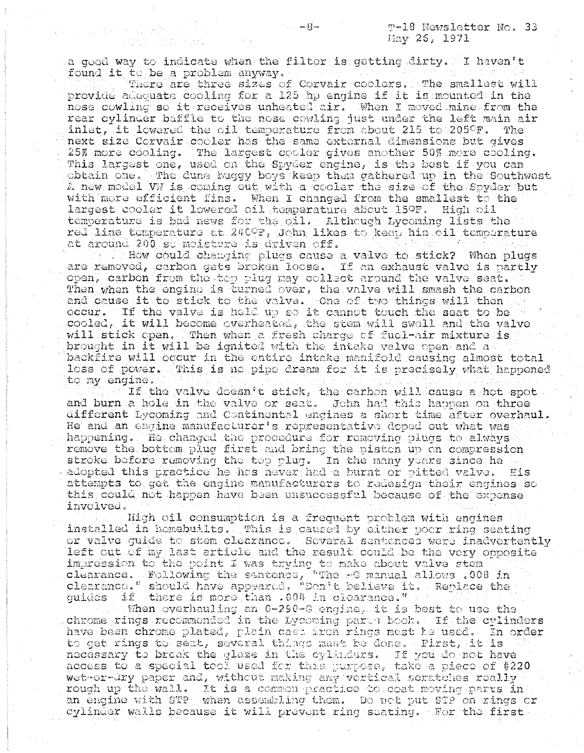a good way to indicate when the filter is getting dirty. I haven't found it to be a problem anyway.

There are three sizes of Corvair coolers. The smallest will provide adequate cooling for a 125 hp engine if it is mounted in the nose cowling so it receives unheated air. When I moved mine from the rear cylinder baffle to the nose cowling just under the left main air inlet, it lowered the oil temperature from about 215 to 205°F. The next size Corvair cooler has the same external dimensions but gives 25% more cooling. The largest cooler gives another 50% more cooling. This largest one, used on the Spyder engine, is the best if you can obtain one. The dune buggy boys keep them gathered up in the Southwest. A new model VW is coming out with a cooler the size of the Spyder but with more efficient fins. When I changed from the smallest to the largest cooler it lowered oil temperature about 15°F. High oil temperature is bad news for the oil. Although Lycoming lists the red line temperature at 240°F, John likes to keep his oil temperature at around 200 so moisture is driven off.

How could changing plugs cause a valve to stick? When plugs are removed, carbon gets broken loose. If an exhaust valve is partly open, carbon from the top plug may collect around the valve seat. Then when the engine is turned over, the valve will smash the carbon and cause it to stick to the valve. One of two things will then occur. If the valve is held up so it cannot touch the seat to be cooled, it will become overheated, the stem will swell and the valve will stick open. Then when a fresh charge of fuel-air mixture is brought in it will be ignited with the intake valve open and a backfire will occur in the entire intake manifold causing almost total loss of power. This is no pipe dream for it is precisely what happened to my engine.

If the valve doesn't stick, the carbon will cause a hot spot and burn a hole in the valve or seat. John had this happen on three different Lycoming and Continental engines a short time after overhaul. He and an engine manufacturer's representative doped out what was happening. He changed the procedure for removing plugs to always remove the bottom plug first and bring the piston up on compression stroke before removing the top plug. In the many years since he adopted this practice he has never had a burnt or pitted valve. His attempts to get the engine manufacturers to redesign their engines so this could not happen have been unsuccessful because of the expense involved.

High oil consumption is a frequent problem with engines installed in homebuilts. This is caused by either poor ring seating or valve guide to stem clearance. Several sentences were inadvertently left out of my last article and the result could be the very opposite impression to the point I was trying to make about valve stem clearance. Following the sentence, "The -G manual allows .008 in clearance." should have appeared, "Don't believe it. Replace the guides if there is more than .004 in clearance."

When overhauling an O-290-G engine, it is best to use the chrome rings recommended in the Lycoming parts book. If the cylinders have been chrome plated, plain cast iron rings must be used. In order to get rings to seat, several things must be done. First, it is necessary to break the glaze in the cylinders. If you do not have access to a special tool used for this purpose, take a piece of #220 wet-or-dry paper and, without making any vertical scratches really rough up the wall. It is a common practice to coat moving parts in an engine with STP when assembling them. Do not put STP on rings or cylinder walls because it will prevent ring seating. For the first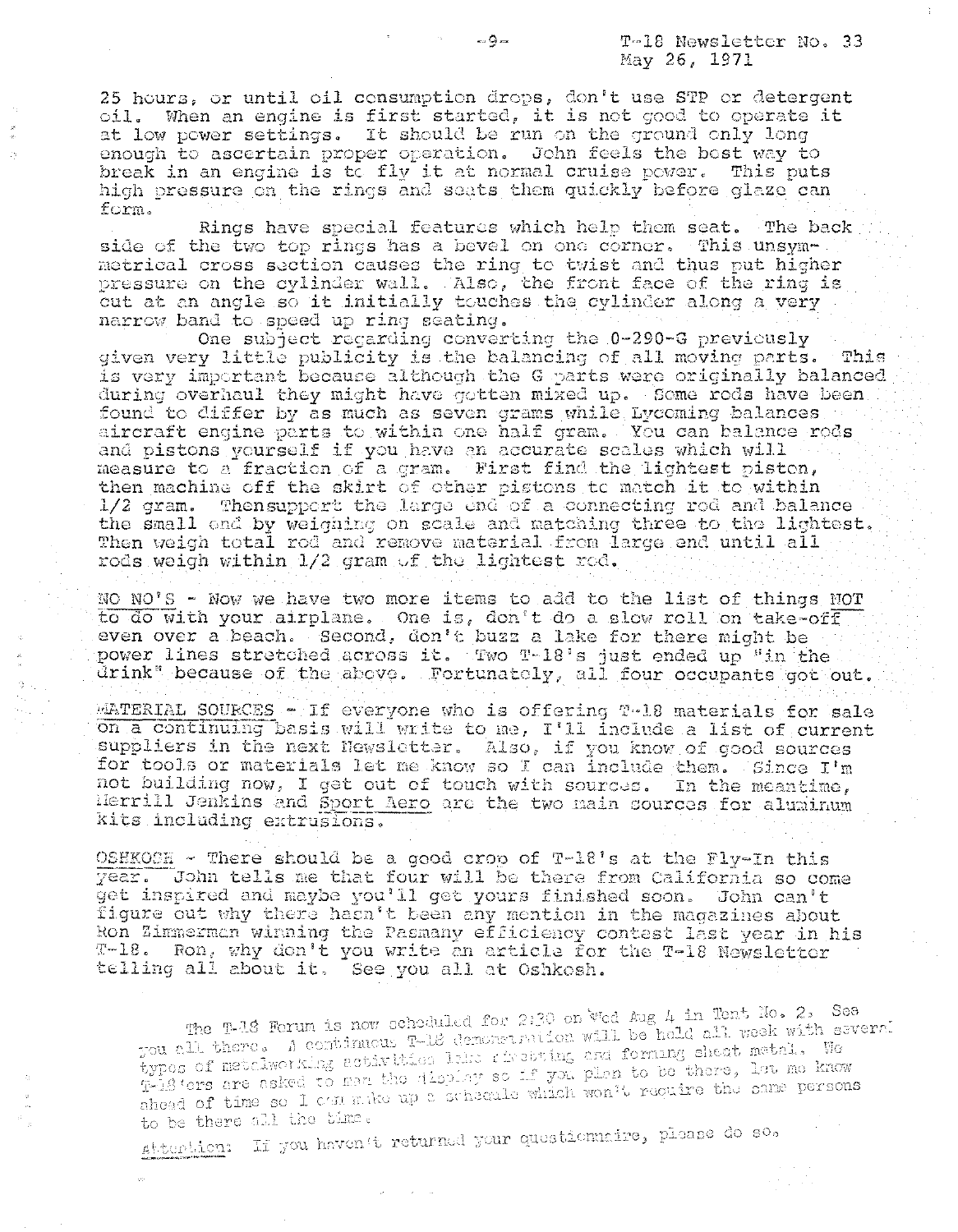25 hours, or until oil consumption drops, don't use STP or detergent oil. When an engine is first started, it is not good to operate it at low power settings. It should be run on the ground only long enough to ascertain proper operation. John feels the best way to break in an engine is to fly it at normal cruise power. This puts high pressure on the rings and seats them quickly before glaze can form.

Rings have special features which help them seat. The back side of the two top rings has a bevel on one corner. This unsymmetrical cross section causes the ring to twist and thus put higher pressure on the cylinder wall. Also, the front face of the ring is cut at an angle so it initially touches the cylinder along a very narrow band to speed up ring seating.

One subject regarding converting the 0-290-G previously given very little publicity is the balancing of all moving parts. This is very important because although the G parts were originally balanced during overhaul they might have gotten mixed up. Some rods have been found to differ by as much as seven grams while Lycoming balances aircraft engine parts to within one half gram. You can balance rods and pistons yourself if you have an accurate scales which will measure to a fraction of a gram. First find the lightest piston, then machine off the skirt of other pistons to match it to within 1/2 gram. Thensupport the large end of a connecting rod and balance the small end by weighing on scale and matching three to the lightest. Then weigh total rod and remove material from large end until all rods weigh within 1/2 gram of the lightest rod.

<u>NO NO'S</u> - Now we have two more items to add to the list of things <u>NOT to do with your airplane.</u> One is, don't do a slow roll on take-off even over a beach. Second, don't buzz a lake for there might be power lines stretched across it. Two T-18's just ended up "in the drink" because of the above. Fortunately, all four occupants got out.

<u>MATERIAL SOURCES - If everyone who is offering T-18 materials for sale on a continuing basis</u> will write to me, I'll include a list of current suppliers in the next Newsletter. Also, if you know of good sources for tools or materials let me know so I can include them. Since I'm not building now, I get out of touch with sources. In the meantime, Merrill Jenkins and <u>Sport Aero</u> are the two main sources for aluminum kits including extrusions.

<u>OSHKOSH</u> - There should be a good crop of T-18's at the Fly-In this year. John tells me that four will be there from California so come get inspired and maybe you'll get yours finished soon. John can't figure out why there hasn't been any mention in the magazines about Ron Zimmerman winning the Pasmany efficiency contest last year in his T-18. Ron, why don't you write an article for the T-18 Newsletter telling all about it. See you all at Oshkosh.

The T-18 Forum is now scheduled for 2:30 on Wed Aug 4 in Tent No. 2. See you all there. A continuous T-18 demonstration will be held all week with several types of metalworking activities like riveting and forming sheet metal. No T-18'ers are asked to man the display so if you plan to be there, let me know ahead of time so I can make up a schedule which won't require the same persons to be there all the time.

<u>Attention</u>: If you haven't returned your questionnaire, please do so.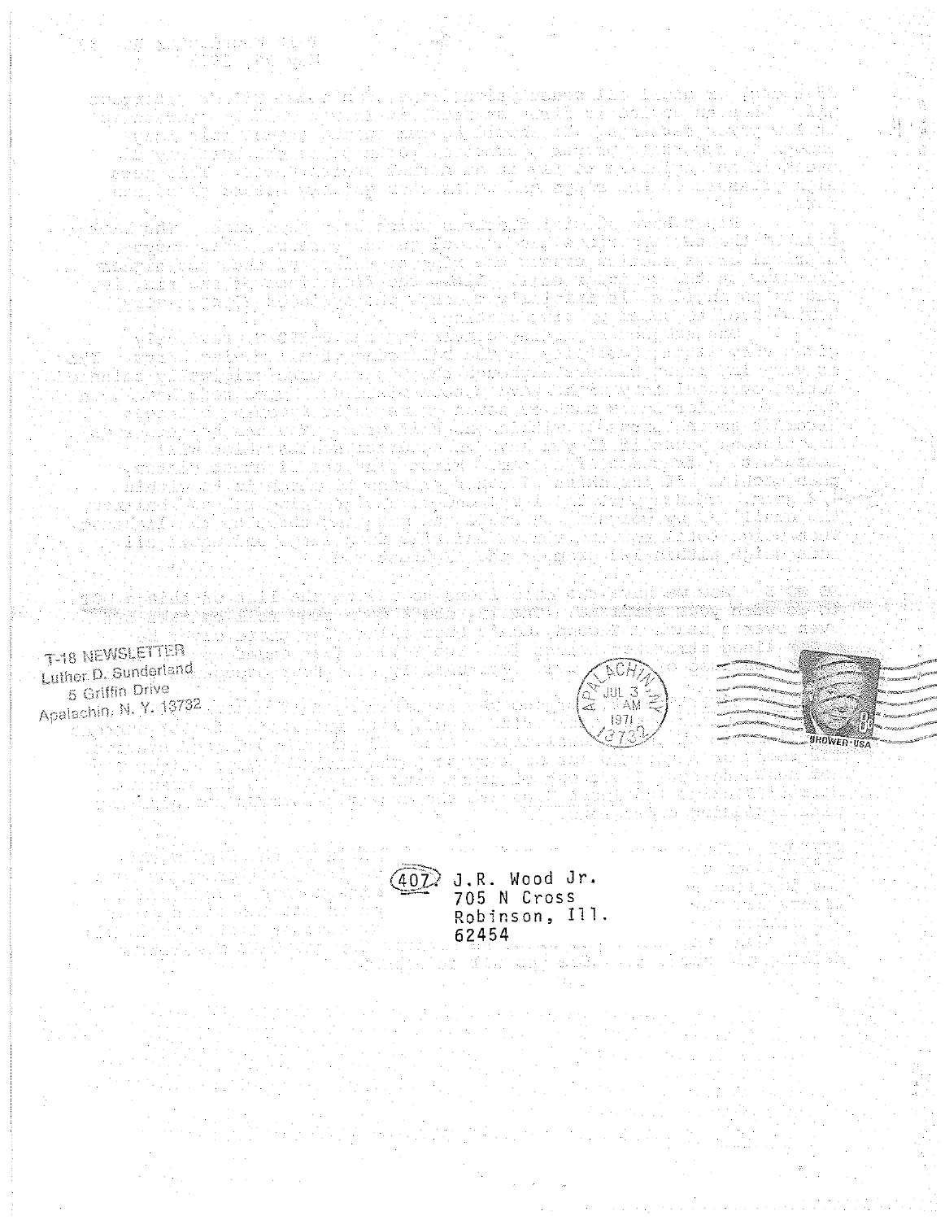T-18 NEWSLETTER
Luther D. Sunderland
5 Griffin Drive
Apalachin, N. Y. 13732

APALACHIN, NY
JUL 3
AM
1971
13732

8¢
HOWER · USA

407 J.R. Wood Jr.
705 N Cross
Robinson, Ill.
62454